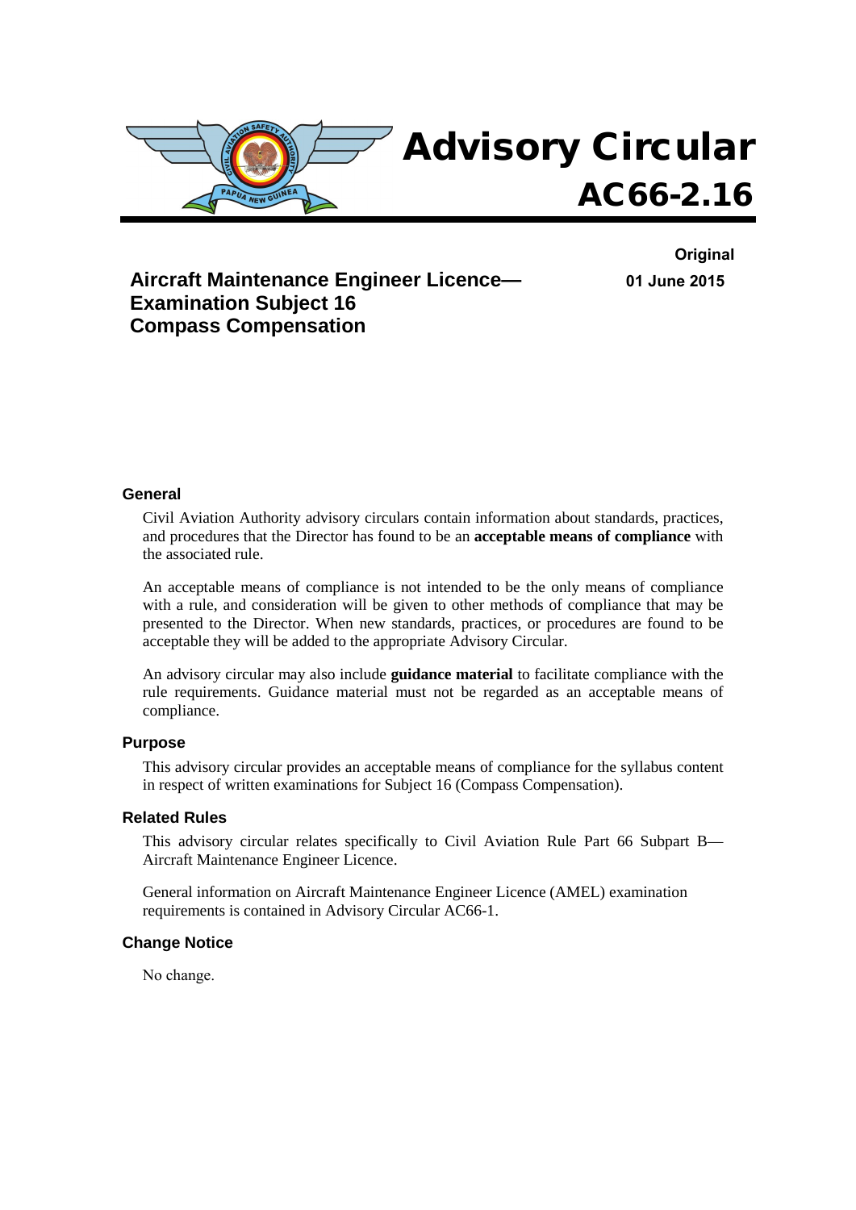# Advisory Circular AC66-2.16

**Original**

**01 June 2015**

## Aircraft Maintenance Engineer Licence— Examination Subject 16 Compass Compensation

### General

Civil Aviation Authority advisory circulars contain information about standards, practices, and procedures that the Director has found to be an **acceptable means of compliance** with the associated rule.

An acceptable means of compliance is not intended to be the only means of compliance with a rule, and consideration will be given to other methods of compliance that may be presented to the Director. When new standards, practices, or procedures are found to be acceptable they will be added to the appropriate Advisory Circular.

An advisory circular may also include **guidance material** to facilitate compliance with the rule requirements. Guidance material must not be regarded as an acceptable means of compliance.

### Purpose

This advisory circular provides an acceptable means of compliance for the syllabus content in respect of written examinations for Subject 16 (Compass Compensation).

### Related Rules

This advisory circular relates specifically to Civil Aviation Rule Part 66 Subpart B—Aircraft Maintenance Engineer Licence.

General information on Aircraft Maintenance Engineer Licence (AMEL) examination requirements is contained in Advisory Circular AC66-1.

### Change Notice

No change.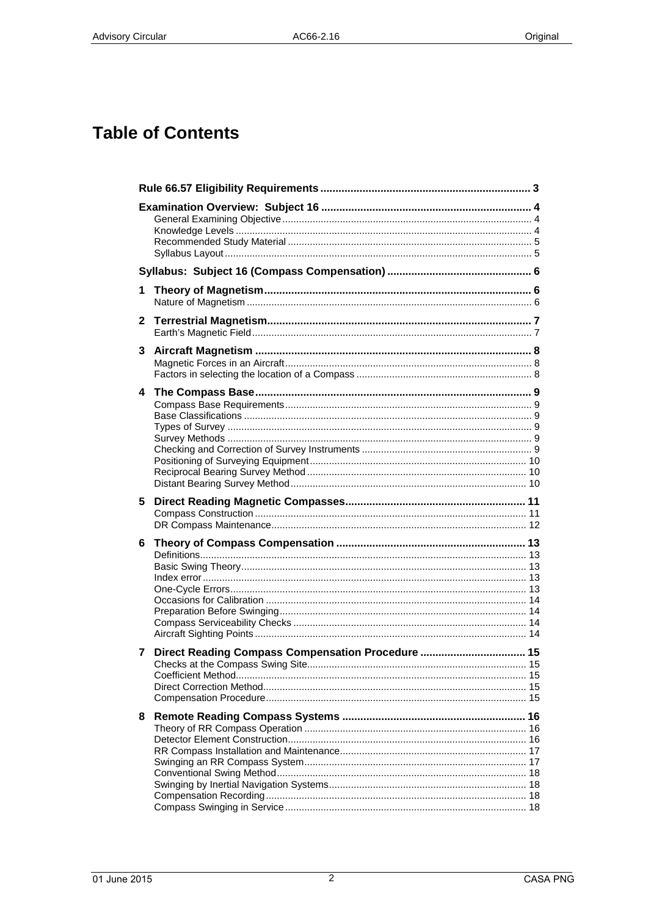# Table of Contents

**Rule 66.57 Eligibility Requirements** ..... 3

**Examination Overview: Subject 16** ..... 4
- General Examining Objective ..... 4
- Knowledge Levels ..... 4
- Recommended Study Material ..... 5
- Syllabus Layout ..... 5

**Syllabus: Subject 16 (Compass Compensation)** ..... 6

**1 Theory of Magnetism** ..... 6
- Nature of Magnetism ..... 6

**2 Terrestrial Magnetism** ..... 7
- Earth's Magnetic Field ..... 7

**3 Aircraft Magnetism** ..... 8
- Magnetic Forces in an Aircraft ..... 8
- Factors in selecting the location of a Compass ..... 8

**4 The Compass Base** ..... 9
- Compass Base Requirements ..... 9
- Base Classifications ..... 9
- Types of Survey ..... 9
- Survey Methods ..... 9
- Checking and Correction of Survey Instruments ..... 9
- Positioning of Surveying Equipment ..... 10
- Reciprocal Bearing Survey Method ..... 10
- Distant Bearing Survey Method ..... 10

**5 Direct Reading Magnetic Compasses** ..... 11
- Compass Construction ..... 11
- DR Compass Maintenance ..... 12

**6 Theory of Compass Compensation** ..... 13
- Definitions ..... 13
- Basic Swing Theory ..... 13
- Index error ..... 13
- One-Cycle Errors ..... 13
- Occasions for Calibration ..... 14
- Preparation Before Swinging ..... 14
- Compass Serviceability Checks ..... 14
- Aircraft Sighting Points ..... 14

**7 Direct Reading Compass Compensation Procedure** ..... 15
- Checks at the Compass Swing Site ..... 15
- Coefficient Method ..... 15
- Direct Correction Method ..... 15
- Compensation Procedure ..... 15

**8 Remote Reading Compass Systems** ..... 16
- Theory of RR Compass Operation ..... 16
- Detector Element Construction ..... 16
- RR Compass Installation and Maintenance ..... 17
- Swinging an RR Compass System ..... 17
- Conventional Swing Method ..... 18
- Swinging by Inertial Navigation Systems ..... 18
- Compensation Recording ..... 18
- Compass Swinging in Service ..... 18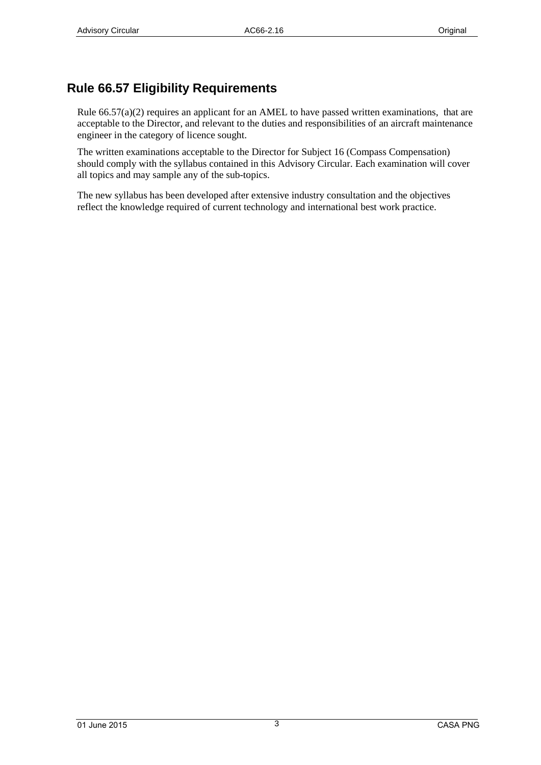## Rule 66.57 Eligibility Requirements

Rule 66.57(a)(2) requires an applicant for an AMEL to have passed written examinations, that are acceptable to the Director, and relevant to the duties and responsibilities of an aircraft maintenance engineer in the category of licence sought.

The written examinations acceptable to the Director for Subject 16 (Compass Compensation) should comply with the syllabus contained in this Advisory Circular. Each examination will cover all topics and may sample any of the sub-topics.

The new syllabus has been developed after extensive industry consultation and the objectives reflect the knowledge required of current technology and international best work practice.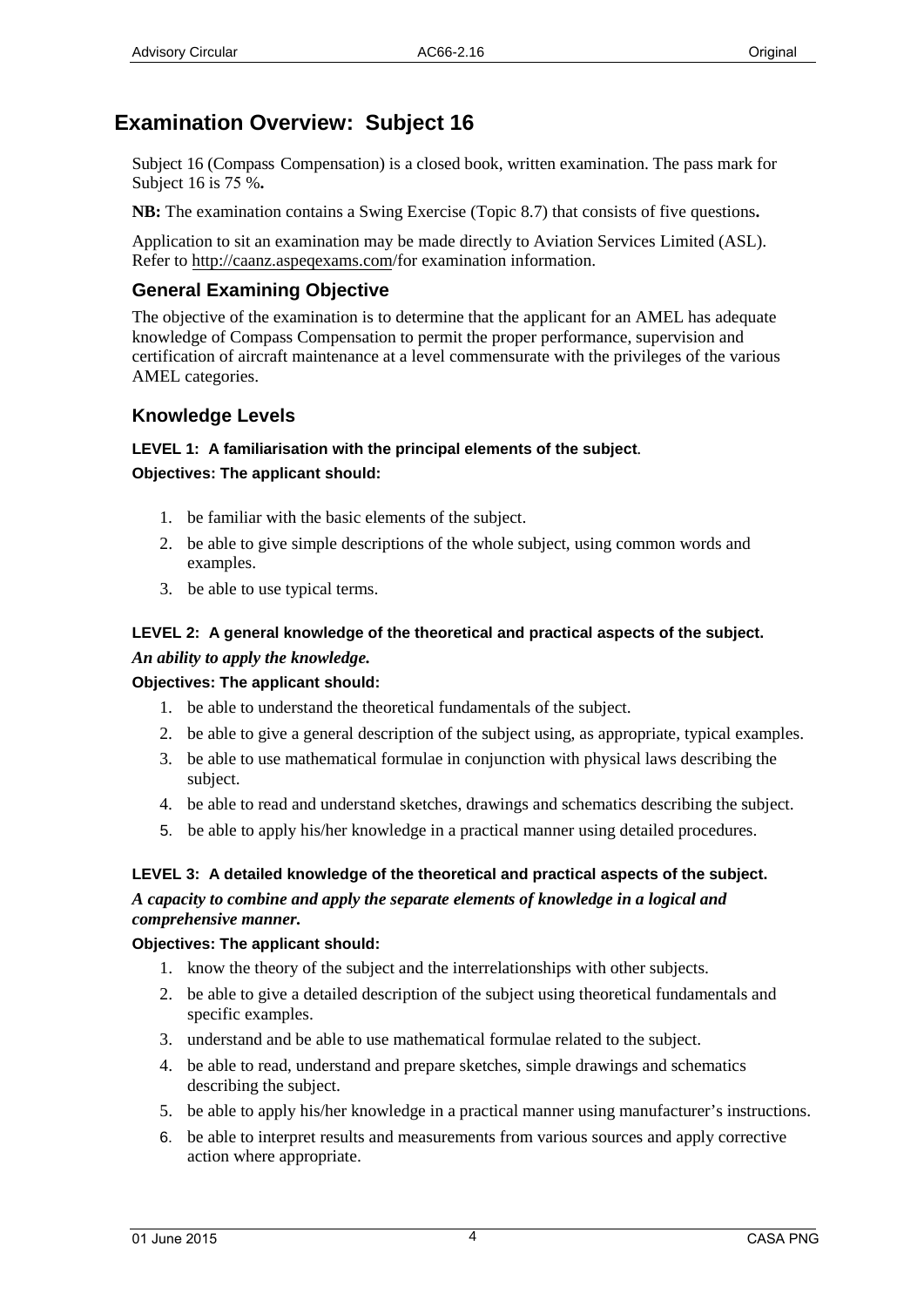# Examination Overview: Subject 16

Subject 16 (Compass Compensation) is a closed book, written examination. The pass mark for Subject 16 is 75 %**.**

**NB:** The examination contains a Swing Exercise (Topic 8.7) that consists of five questions**.**

Application to sit an examination may be made directly to Aviation Services Limited (ASL). Refer to http://caanz.aspeqexams.com/for examination information.

## General Examining Objective

The objective of the examination is to determine that the applicant for an AMEL has adequate knowledge of Compass Compensation to permit the proper performance, supervision and certification of aircraft maintenance at a level commensurate with the privileges of the various AMEL categories.

## Knowledge Levels

### LEVEL 1: A familiarisation with the principal elements of the subject.

**Objectives: The applicant should:**

1. be familiar with the basic elements of the subject.
2. be able to give simple descriptions of the whole subject, using common words and examples.
3. be able to use typical terms.

### LEVEL 2: A general knowledge of the theoretical and practical aspects of the subject.

***An ability to apply the knowledge.***

**Objectives: The applicant should:**

1. be able to understand the theoretical fundamentals of the subject.
2. be able to give a general description of the subject using, as appropriate, typical examples.
3. be able to use mathematical formulae in conjunction with physical laws describing the subject.
4. be able to read and understand sketches, drawings and schematics describing the subject.
5. be able to apply his/her knowledge in a practical manner using detailed procedures.

### LEVEL 3: A detailed knowledge of the theoretical and practical aspects of the subject.

***A capacity to combine and apply the separate elements of knowledge in a logical and comprehensive manner.***

**Objectives: The applicant should:**

1. know the theory of the subject and the interrelationships with other subjects.
2. be able to give a detailed description of the subject using theoretical fundamentals and specific examples.
3. understand and be able to use mathematical formulae related to the subject.
4. be able to read, understand and prepare sketches, simple drawings and schematics describing the subject.
5. be able to apply his/her knowledge in a practical manner using manufacturer's instructions.
6. be able to interpret results and measurements from various sources and apply corrective action where appropriate.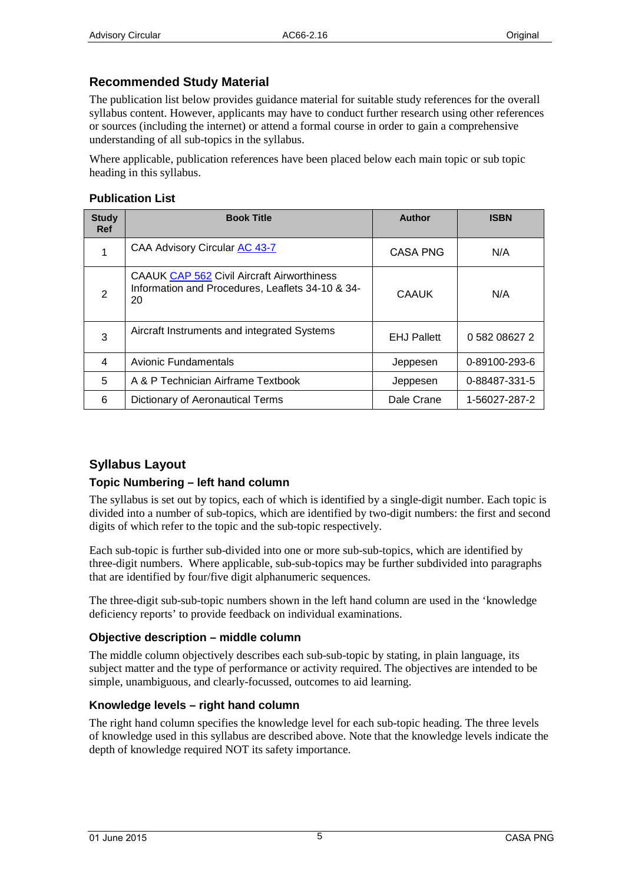## Recommended Study Material

The publication list below provides guidance material for suitable study references for the overall syllabus content. However, applicants may have to conduct further research using other references or sources (including the internet) or attend a formal course in order to gain a comprehensive understanding of all sub-topics in the syllabus.

Where applicable, publication references have been placed below each main topic or sub topic heading in this syllabus.

### Publication List

| Study Ref | Book Title | Author | ISBN |
|---|---|---|---|
| 1 | CAA Advisory Circular AC 43-7 | CASA PNG | N/A |
| 2 | CAAUK CAP 562 Civil Aircraft Airworthiness Information and Procedures, Leaflets 34-10 & 34-20 | CAAUK | N/A |
| 3 | Aircraft Instruments and integrated Systems | EHJ Pallett | 0 582 08627 2 |
| 4 | Avionic Fundamentals | Jeppesen | 0-89100-293-6 |
| 5 | A & P Technician Airframe Textbook | Jeppesen | 0-88487-331-5 |
| 6 | Dictionary of Aeronautical Terms | Dale Crane | 1-56027-287-2 |

## Syllabus Layout

### Topic Numbering – left hand column

The syllabus is set out by topics, each of which is identified by a single-digit number. Each topic is divided into a number of sub-topics, which are identified by two-digit numbers: the first and second digits of which refer to the topic and the sub-topic respectively.

Each sub-topic is further sub-divided into one or more sub-sub-topics, which are identified by three-digit numbers. Where applicable, sub-sub-topics may be further subdivided into paragraphs that are identified by four/five digit alphanumeric sequences.

The three-digit sub-sub-topic numbers shown in the left hand column are used in the 'knowledge deficiency reports' to provide feedback on individual examinations.

### Objective description – middle column

The middle column objectively describes each sub-sub-topic by stating, in plain language, its subject matter and the type of performance or activity required. The objectives are intended to be simple, unambiguous, and clearly-focussed, outcomes to aid learning.

### Knowledge levels – right hand column

The right hand column specifies the knowledge level for each sub-topic heading. The three levels of knowledge used in this syllabus are described above. Note that the knowledge levels indicate the depth of knowledge required NOT its safety importance.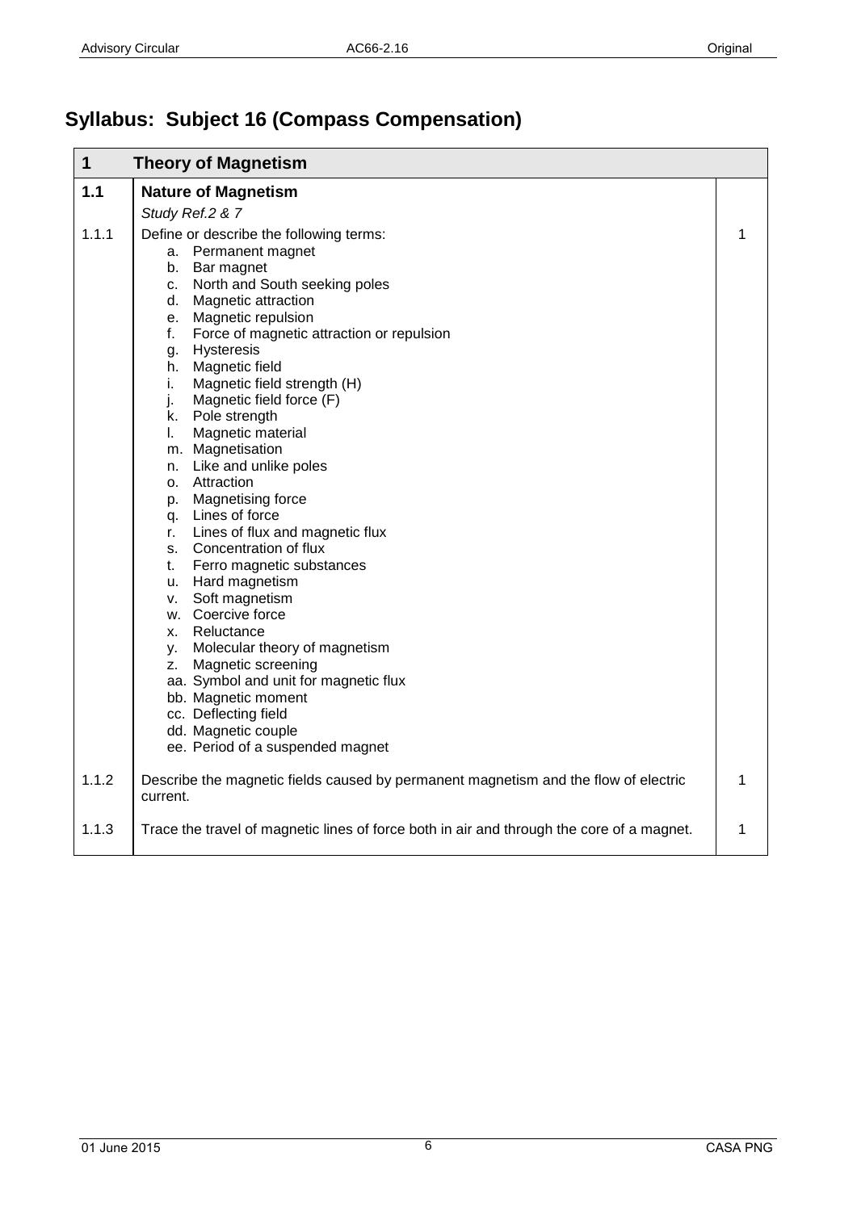# Syllabus: Subject 16 (Compass Compensation)

| 1 | Theory of Magnetism | |
|---|---|---|
| **1.1** | **Nature of Magnetism**<br>*Study Ref.2 & 7* | |
| 1.1.1 | Define or describe the following terms:<br>a. Permanent magnet<br>b. Bar magnet<br>c. North and South seeking poles<br>d. Magnetic attraction<br>e. Magnetic repulsion<br>f. Force of magnetic attraction or repulsion<br>g. Hysteresis<br>h. Magnetic field<br>i. Magnetic field strength (H)<br>j. Magnetic field force (F)<br>k. Pole strength<br>l. Magnetic material<br>m. Magnetisation<br>n. Like and unlike poles<br>o. Attraction<br>p. Magnetising force<br>q. Lines of force<br>r. Lines of flux and magnetic flux<br>s. Concentration of flux<br>t. Ferro magnetic substances<br>u. Hard magnetism<br>v. Soft magnetism<br>w. Coercive force<br>x. Reluctance<br>y. Molecular theory of magnetism<br>z. Magnetic screening<br>aa. Symbol and unit for magnetic flux<br>bb. Magnetic moment<br>cc. Deflecting field<br>dd. Magnetic couple<br>ee. Period of a suspended magnet | 1 |
| 1.1.2 | Describe the magnetic fields caused by permanent magnetism and the flow of electric current. | 1 |
| 1.1.3 | Trace the travel of magnetic lines of force both in air and through the core of a magnet. | 1 |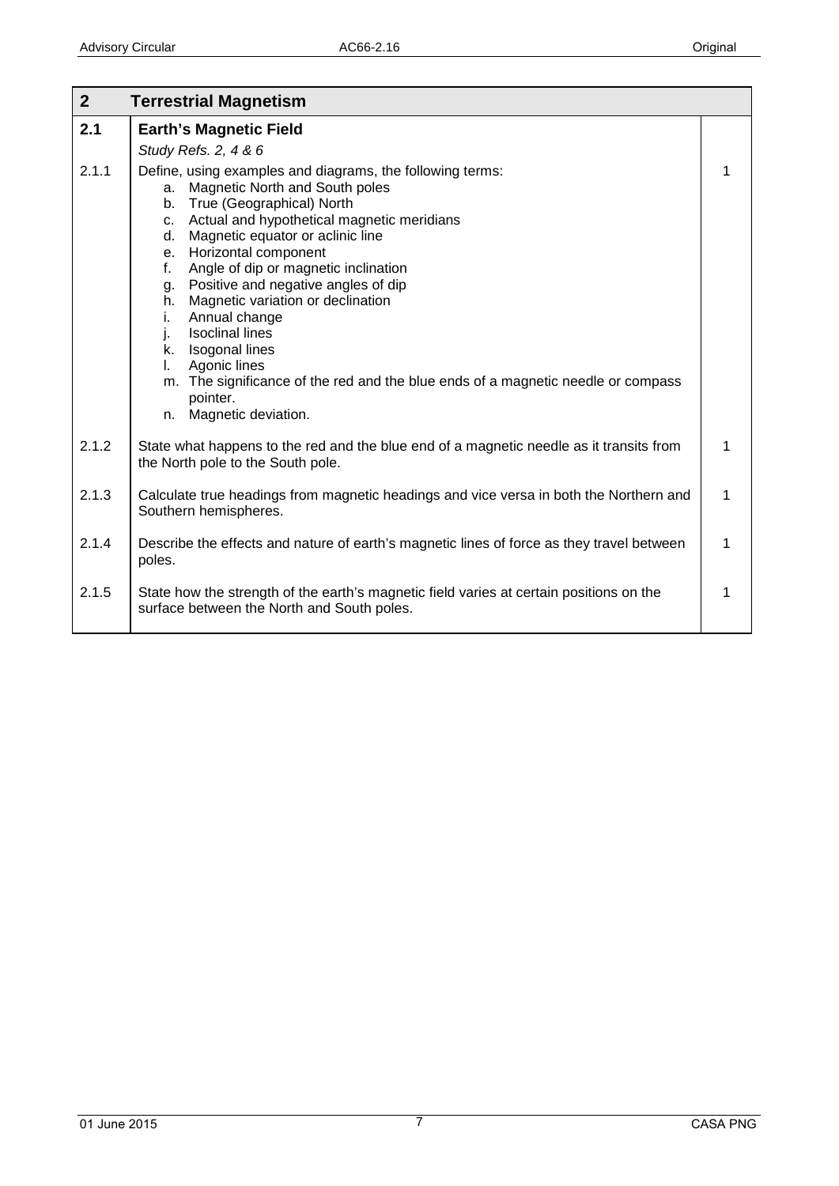| 2 | Terrestrial Magnetism | |
|---|---|---|
| **2.1** | **Earth's Magnetic Field**<br>*Study Refs. 2, 4 & 6* | |
| 2.1.1 | Define, using examples and diagrams, the following terms:<br>a. Magnetic North and South poles<br>b. True (Geographical) North<br>c. Actual and hypothetical magnetic meridians<br>d. Magnetic equator or aclinic line<br>e. Horizontal component<br>f. Angle of dip or magnetic inclination<br>g. Positive and negative angles of dip<br>h. Magnetic variation or declination<br>i. Annual change<br>j. Isoclinal lines<br>k. Isogonal lines<br>l. Agonic lines<br>m. The significance of the red and the blue ends of a magnetic needle or compass pointer.<br>n. Magnetic deviation. | 1 |
| 2.1.2 | State what happens to the red and the blue end of a magnetic needle as it transits from the North pole to the South pole. | 1 |
| 2.1.3 | Calculate true headings from magnetic headings and vice versa in both the Northern and Southern hemispheres. | 1 |
| 2.1.4 | Describe the effects and nature of earth's magnetic lines of force as they travel between poles. | 1 |
| 2.1.5 | State how the strength of the earth's magnetic field varies at certain positions on the surface between the North and South poles. | 1 |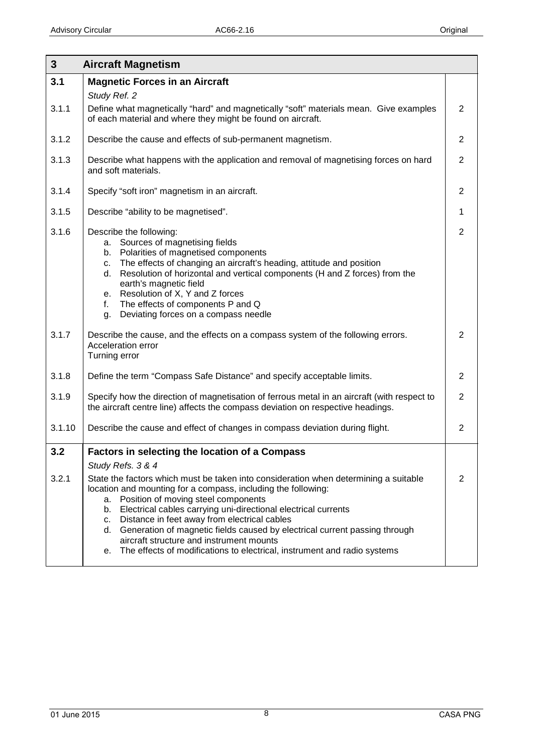| 3 | Aircraft Magnetism | |
|---|---|---|
| **3.1** | **Magnetic Forces in an Aircraft**<br>*Study Ref. 2* | |
| 3.1.1 | Define what magnetically "hard" and magnetically "soft" materials mean. Give examples of each material and where they might be found on aircraft. | 2 |
| 3.1.2 | Describe the cause and effects of sub-permanent magnetism. | 2 |
| 3.1.3 | Describe what happens with the application and removal of magnetising forces on hard and soft materials. | 2 |
| 3.1.4 | Specify "soft iron" magnetism in an aircraft. | 2 |
| 3.1.5 | Describe "ability to be magnetised". | 1 |
| 3.1.6 | Describe the following:<br>a. Sources of magnetising fields<br>b. Polarities of magnetised components<br>c. The effects of changing an aircraft's heading, attitude and position<br>d. Resolution of horizontal and vertical components (H and Z forces) from the earth's magnetic field<br>e. Resolution of X, Y and Z forces<br>f. The effects of components P and Q<br>g. Deviating forces on a compass needle | 2 |
| 3.1.7 | Describe the cause, and the effects on a compass system of the following errors.<br>Acceleration error<br>Turning error | 2 |
| 3.1.8 | Define the term "Compass Safe Distance" and specify acceptable limits. | 2 |
| 3.1.9 | Specify how the direction of magnetisation of ferrous metal in an aircraft (with respect to the aircraft centre line) affects the compass deviation on respective headings. | 2 |
| 3.1.10 | Describe the cause and effect of changes in compass deviation during flight. | 2 |
| **3.2** | **Factors in selecting the location of a Compass**<br>*Study Refs. 3 & 4* | |
| 3.2.1 | State the factors which must be taken into consideration when determining a suitable location and mounting for a compass, including the following:<br>a. Position of moving steel components<br>b. Electrical cables carrying uni-directional electrical currents<br>c. Distance in feet away from electrical cables<br>d. Generation of magnetic fields caused by electrical current passing through aircraft structure and instrument mounts<br>e. The effects of modifications to electrical, instrument and radio systems | 2 |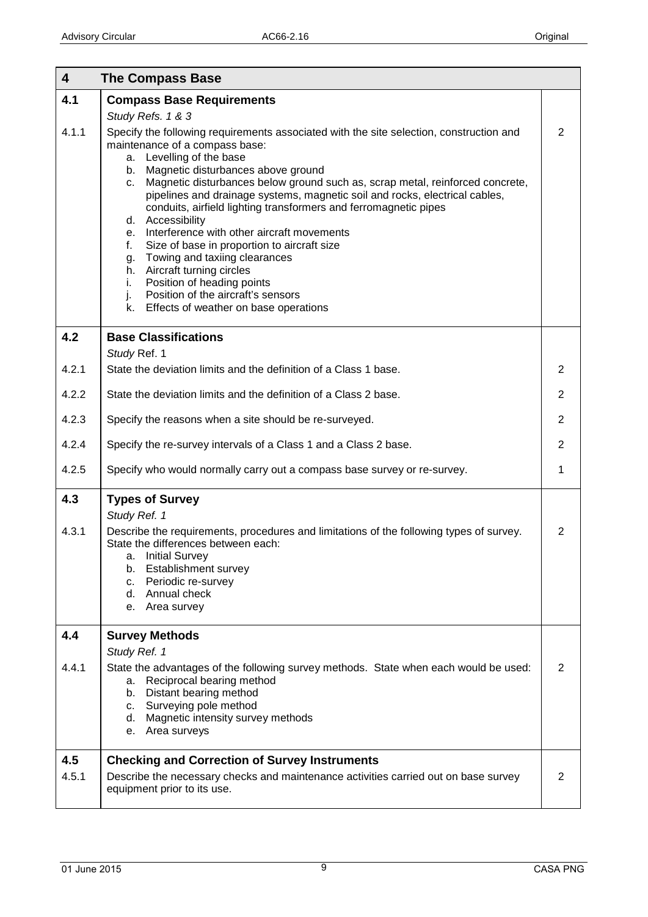| 4 | The Compass Base | |
|---|---|---|
| **4.1** | **Compass Base Requirements**<br>*Study Refs. 1 & 3* | |
| 4.1.1 | Specify the following requirements associated with the site selection, construction and maintenance of a compass base:<br>a. Levelling of the base<br>b. Magnetic disturbances above ground<br>c. Magnetic disturbances below ground such as, scrap metal, reinforced concrete, pipelines and drainage systems, magnetic soil and rocks, electrical cables, conduits, airfield lighting transformers and ferromagnetic pipes<br>d. Accessibility<br>e. Interference with other aircraft movements<br>f. Size of base in proportion to aircraft size<br>g. Towing and taxiing clearances<br>h. Aircraft turning circles<br>i. Position of heading points<br>j. Position of the aircraft's sensors<br>k. Effects of weather on base operations | 2 |
| **4.2** | **Base Classifications**<br>*Study* Ref. 1 | |
| 4.2.1 | State the deviation limits and the definition of a Class 1 base. | 2 |
| 4.2.2 | State the deviation limits and the definition of a Class 2 base. | 2 |
| 4.2.3 | Specify the reasons when a site should be re-surveyed. | 2 |
| 4.2.4 | Specify the re-survey intervals of a Class 1 and a Class 2 base. | 2 |
| 4.2.5 | Specify who would normally carry out a compass base survey or re-survey. | 1 |
| **4.3** | **Types of Survey**<br>*Study Ref. 1* | |
| 4.3.1 | Describe the requirements, procedures and limitations of the following types of survey. State the differences between each:<br>a. Initial Survey<br>b. Establishment survey<br>c. Periodic re-survey<br>d. Annual check<br>e. Area survey | 2 |
| **4.4** | **Survey Methods**<br>*Study Ref. 1* | |
| 4.4.1 | State the advantages of the following survey methods. State when each would be used:<br>a. Reciprocal bearing method<br>b. Distant bearing method<br>c. Surveying pole method<br>d. Magnetic intensity survey methods<br>e. Area surveys | 2 |
| **4.5** | **Checking and Correction of Survey Instruments** | |
| 4.5.1 | Describe the necessary checks and maintenance activities carried out on base survey equipment prior to its use. | 2 |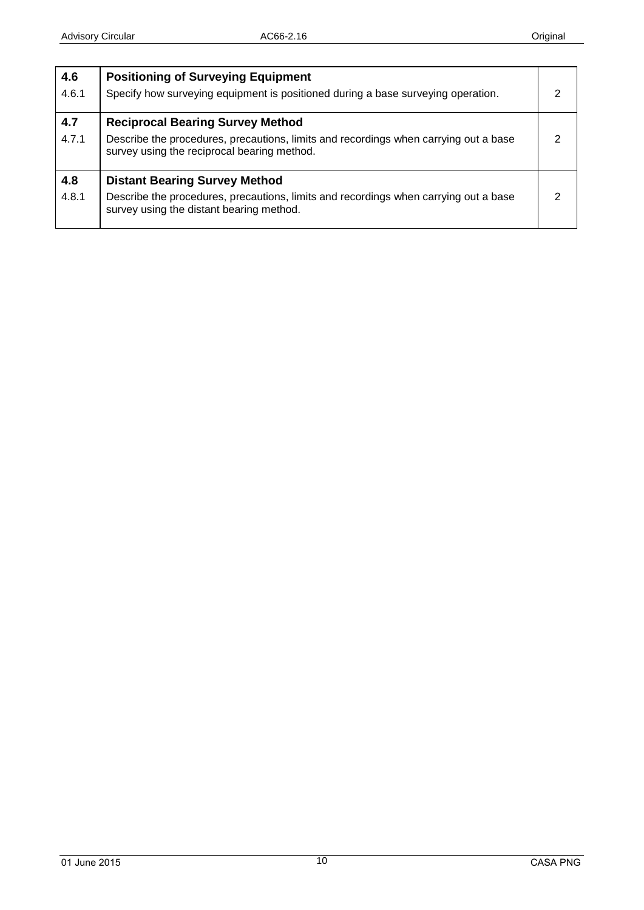| | | |
|---|---|---|
| **4.6** | **Positioning of Surveying Equipment** | |
| 4.6.1 | Specify how surveying equipment is positioned during a base surveying operation. | 2 |
| **4.7** | **Reciprocal Bearing Survey Method** | |
| 4.7.1 | Describe the procedures, precautions, limits and recordings when carrying out a base survey using the reciprocal bearing method. | 2 |
| **4.8** | **Distant Bearing Survey Method** | |
| 4.8.1 | Describe the procedures, precautions, limits and recordings when carrying out a base survey using the distant bearing method. | 2 |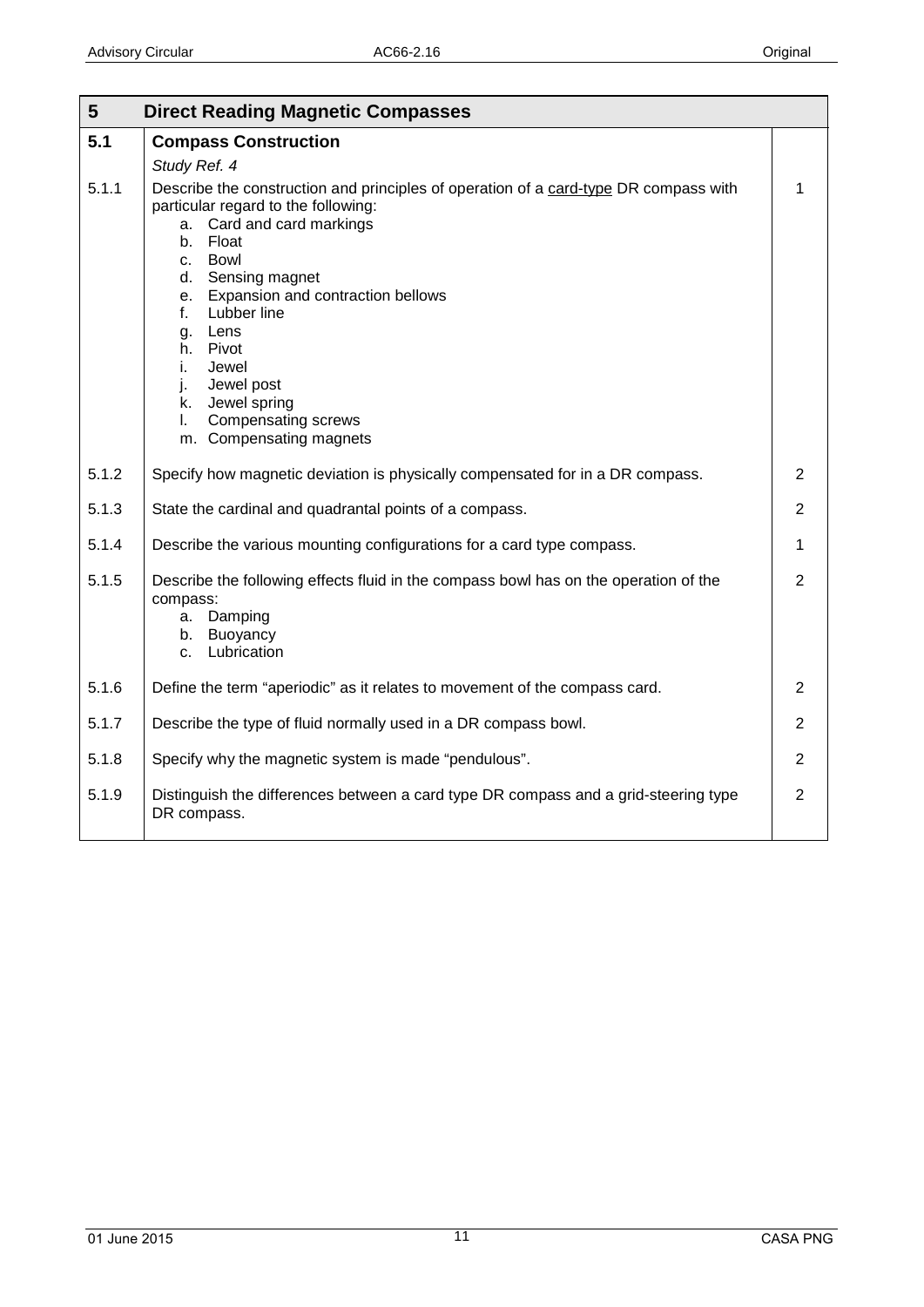| 5 | Direct Reading Magnetic Compasses | |
|---|---|---|
| **5.1** | **Compass Construction**<br>*Study Ref. 4* | |
| 5.1.1 | Describe the construction and principles of operation of a card-type DR compass with particular regard to the following:<br>a. Card and card markings<br>b. Float<br>c. Bowl<br>d. Sensing magnet<br>e. Expansion and contraction bellows<br>f. Lubber line<br>g. Lens<br>h. Pivot<br>i. Jewel<br>j. Jewel post<br>k. Jewel spring<br>l. Compensating screws<br>m. Compensating magnets | 1 |
| 5.1.2 | Specify how magnetic deviation is physically compensated for in a DR compass. | 2 |
| 5.1.3 | State the cardinal and quadrantal points of a compass. | 2 |
| 5.1.4 | Describe the various mounting configurations for a card type compass. | 1 |
| 5.1.5 | Describe the following effects fluid in the compass bowl has on the operation of the compass:<br>a. Damping<br>b. Buoyancy<br>c. Lubrication | 2 |
| 5.1.6 | Define the term "aperiodic" as it relates to movement of the compass card. | 2 |
| 5.1.7 | Describe the type of fluid normally used in a DR compass bowl. | 2 |
| 5.1.8 | Specify why the magnetic system is made "pendulous". | 2 |
| 5.1.9 | Distinguish the differences between a card type DR compass and a grid-steering type DR compass. | 2 |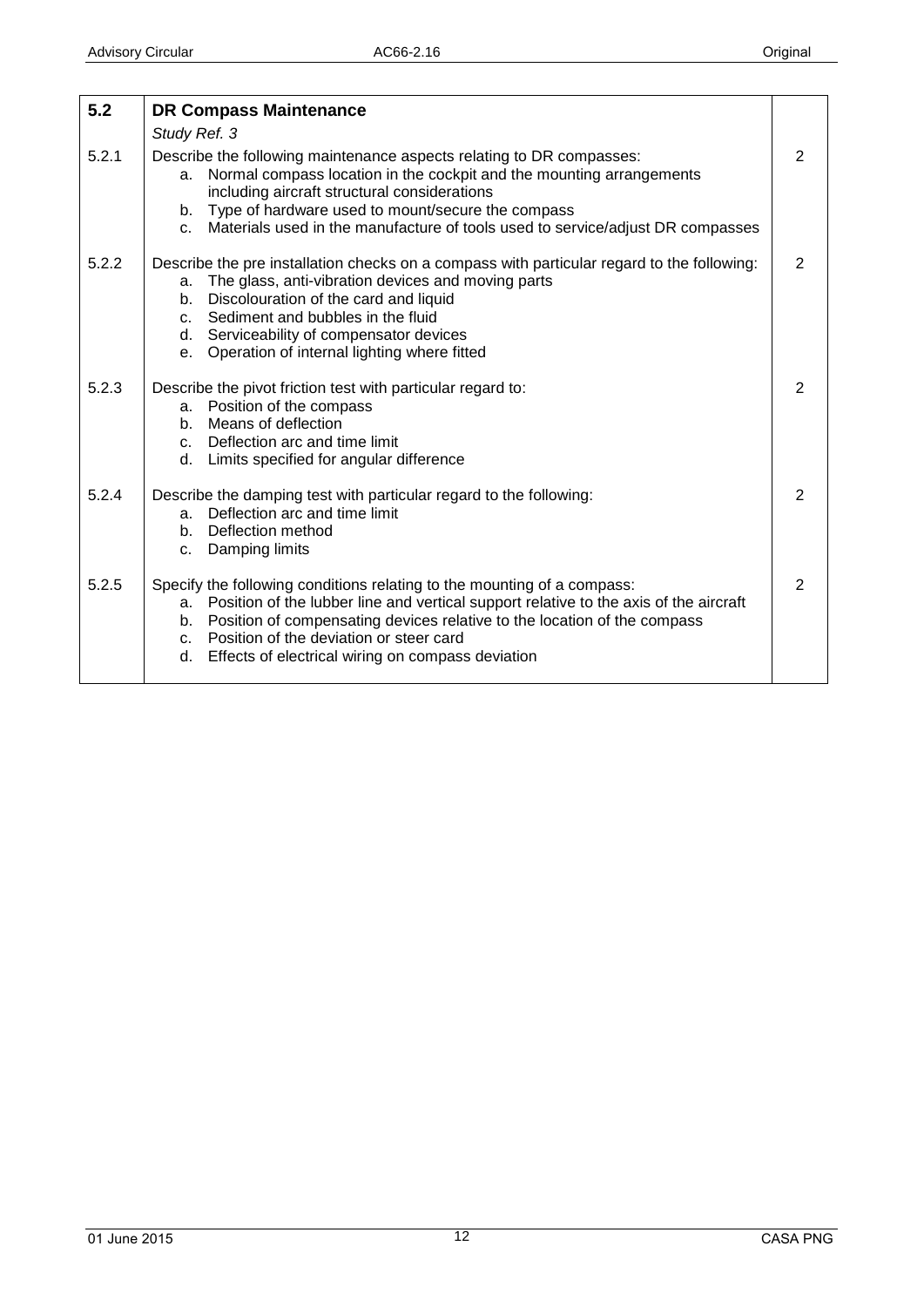| 5.2 | **DR Compass Maintenance**<br>*Study Ref. 3* | |
|---|---|---|
| 5.2.1 | Describe the following maintenance aspects relating to DR compasses:<br>a. Normal compass location in the cockpit and the mounting arrangements including aircraft structural considerations<br>b. Type of hardware used to mount/secure the compass<br>c. Materials used in the manufacture of tools used to service/adjust DR compasses | 2 |
| 5.2.2 | Describe the pre installation checks on a compass with particular regard to the following:<br>a. The glass, anti-vibration devices and moving parts<br>b. Discolouration of the card and liquid<br>c. Sediment and bubbles in the fluid<br>d. Serviceability of compensator devices<br>e. Operation of internal lighting where fitted | 2 |
| 5.2.3 | Describe the pivot friction test with particular regard to:<br>a. Position of the compass<br>b. Means of deflection<br>c. Deflection arc and time limit<br>d. Limits specified for angular difference | 2 |
| 5.2.4 | Describe the damping test with particular regard to the following:<br>a. Deflection arc and time limit<br>b. Deflection method<br>c. Damping limits | 2 |
| 5.2.5 | Specify the following conditions relating to the mounting of a compass:<br>a. Position of the lubber line and vertical support relative to the axis of the aircraft<br>b. Position of compensating devices relative to the location of the compass<br>c. Position of the deviation or steer card<br>d. Effects of electrical wiring on compass deviation | 2 |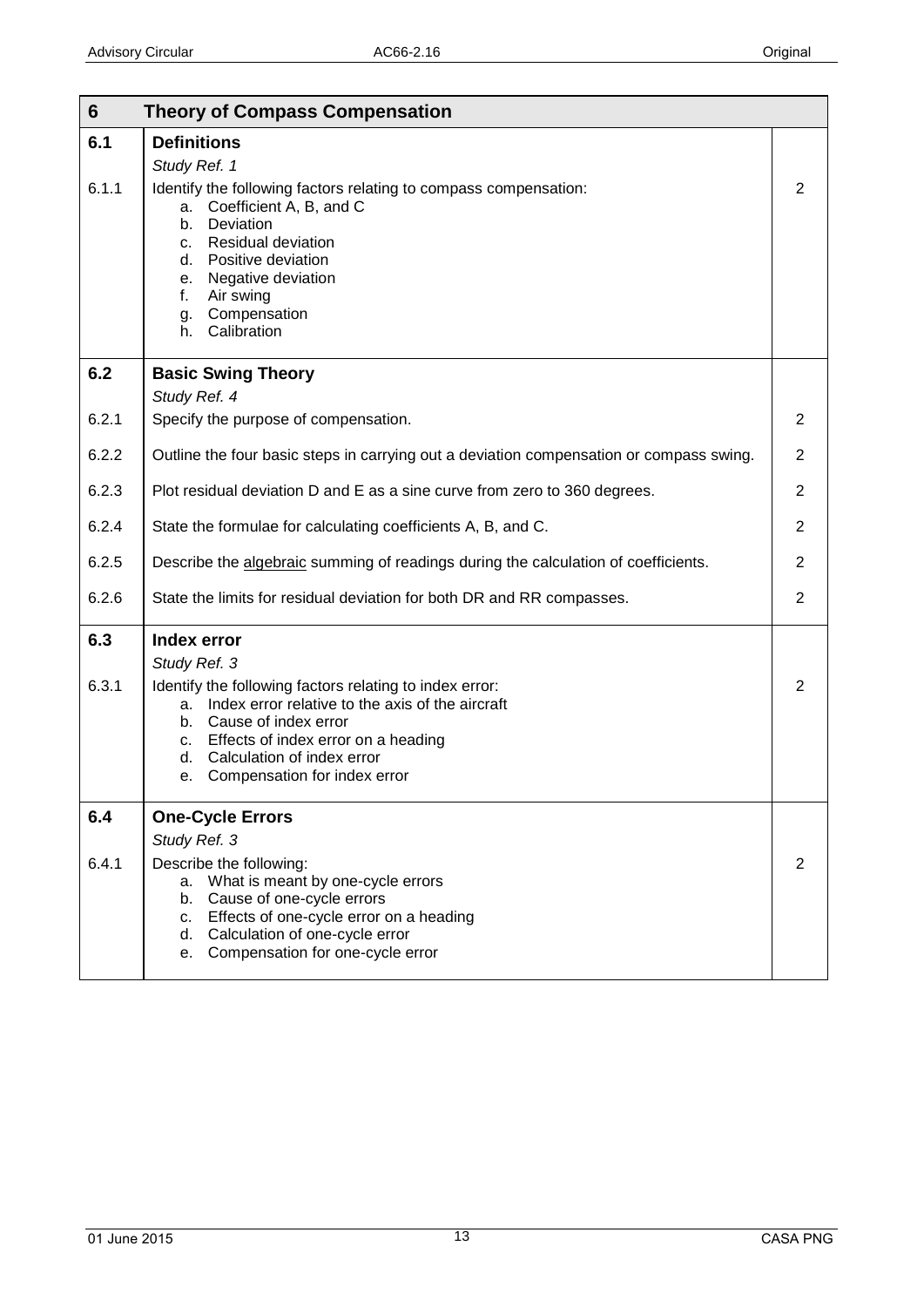| 6 | Theory of Compass Compensation | |
|---|---|---|
| **6.1** | **Definitions**<br>*Study Ref. 1* | |
| 6.1.1 | Identify the following factors relating to compass compensation:<br>a. Coefficient A, B, and C<br>b. Deviation<br>c. Residual deviation<br>d. Positive deviation<br>e. Negative deviation<br>f. Air swing<br>g. Compensation<br>h. Calibration | 2 |
| **6.2** | **Basic Swing Theory**<br>*Study Ref. 4* | |
| 6.2.1 | Specify the purpose of compensation. | 2 |
| 6.2.2 | Outline the four basic steps in carrying out a deviation compensation or compass swing. | 2 |
| 6.2.3 | Plot residual deviation D and E as a sine curve from zero to 360 degrees. | 2 |
| 6.2.4 | State the formulae for calculating coefficients A, B, and C. | 2 |
| 6.2.5 | Describe the <u>algebraic</u> summing of readings during the calculation of coefficients. | 2 |
| 6.2.6 | State the limits for residual deviation for both DR and RR compasses. | 2 |
| **6.3** | **Index error**<br>*Study Ref. 3* | |
| 6.3.1 | Identify the following factors relating to index error:<br>a. Index error relative to the axis of the aircraft<br>b. Cause of index error<br>c. Effects of index error on a heading<br>d. Calculation of index error<br>e. Compensation for index error | 2 |
| **6.4** | **One-Cycle Errors**<br>*Study Ref. 3* | |
| 6.4.1 | Describe the following:<br>a. What is meant by one-cycle errors<br>b. Cause of one-cycle errors<br>c. Effects of one-cycle error on a heading<br>d. Calculation of one-cycle error<br>e. Compensation for one-cycle error | 2 |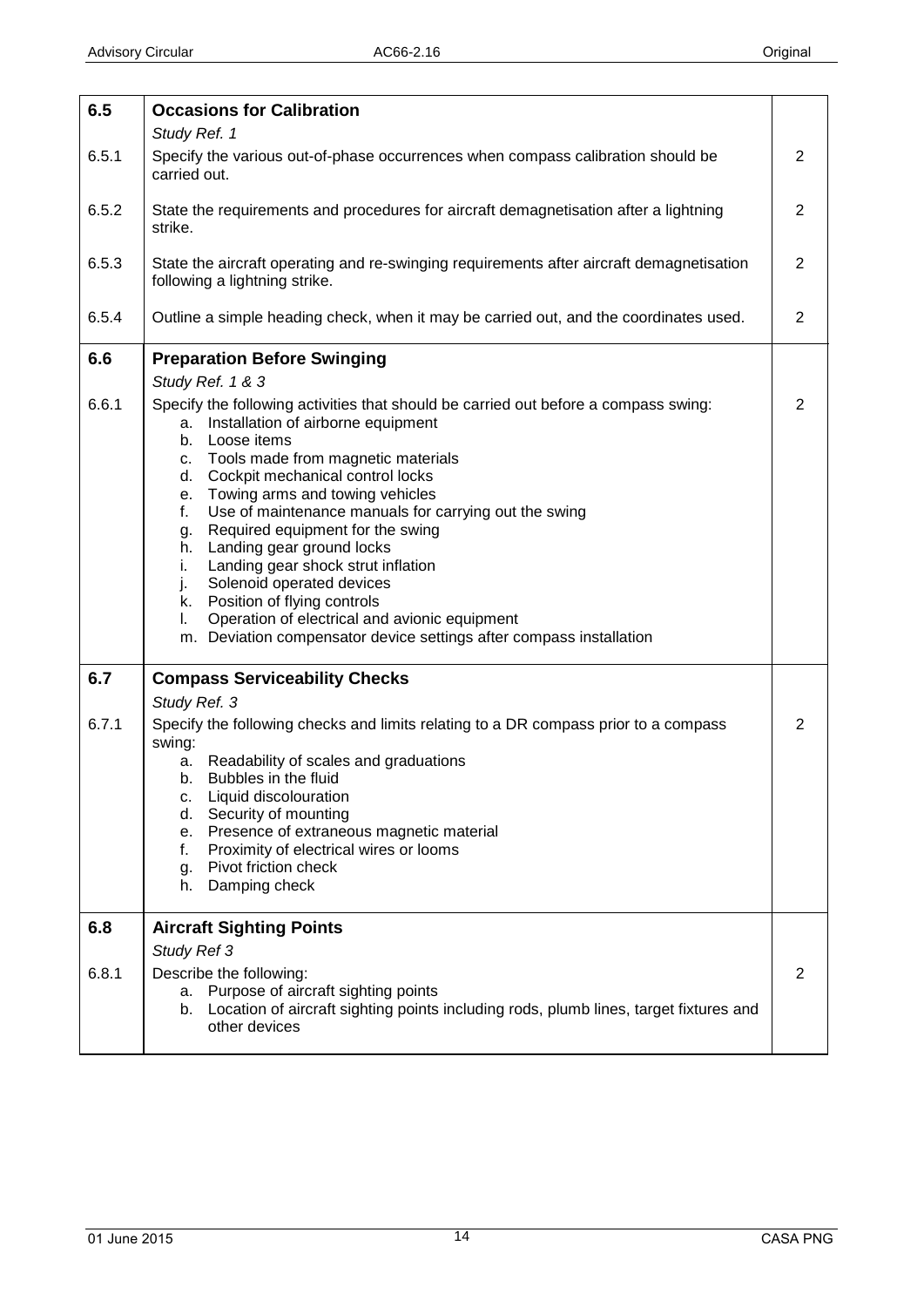| | | |
|---|---|---|
| **6.5** | **Occasions for Calibration**<br>*Study Ref. 1* | |
| 6.5.1 | Specify the various out-of-phase occurrences when compass calibration should be carried out. | 2 |
| 6.5.2 | State the requirements and procedures for aircraft demagnetisation after a lightning strike. | 2 |
| 6.5.3 | State the aircraft operating and re-swinging requirements after aircraft demagnetisation following a lightning strike. | 2 |
| 6.5.4 | Outline a simple heading check, when it may be carried out, and the coordinates used. | 2 |
| **6.6** | **Preparation Before Swinging**<br>*Study Ref. 1 & 3* | |
| 6.6.1 | Specify the following activities that should be carried out before a compass swing:<br>a. Installation of airborne equipment<br>b. Loose items<br>c. Tools made from magnetic materials<br>d. Cockpit mechanical control locks<br>e. Towing arms and towing vehicles<br>f. Use of maintenance manuals for carrying out the swing<br>g. Required equipment for the swing<br>h. Landing gear ground locks<br>i. Landing gear shock strut inflation<br>j. Solenoid operated devices<br>k. Position of flying controls<br>l. Operation of electrical and avionic equipment<br>m. Deviation compensator device settings after compass installation | 2 |
| **6.7** | **Compass Serviceability Checks**<br>*Study Ref. 3* | |
| 6.7.1 | Specify the following checks and limits relating to a DR compass prior to a compass swing:<br>a. Readability of scales and graduations<br>b. Bubbles in the fluid<br>c. Liquid discolouration<br>d. Security of mounting<br>e. Presence of extraneous magnetic material<br>f. Proximity of electrical wires or looms<br>g. Pivot friction check<br>h. Damping check | 2 |
| **6.8** | **Aircraft Sighting Points**<br>*Study Ref 3* | |
| 6.8.1 | Describe the following:<br>a. Purpose of aircraft sighting points<br>b. Location of aircraft sighting points including rods, plumb lines, target fixtures and other devices | 2 |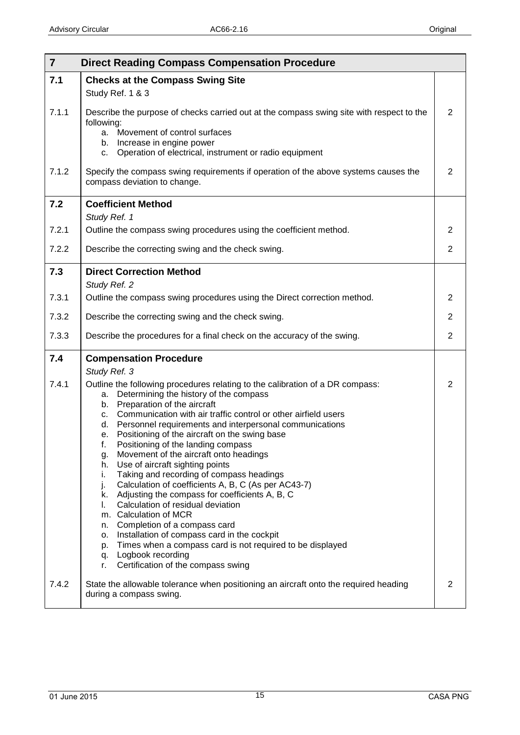| 7 | Direct Reading Compass Compensation Procedure | |
|---|---|---|
| **7.1** | **Checks at the Compass Swing Site**<br>Study Ref. 1 & 3 | |
| 7.1.1 | Describe the purpose of checks carried out at the compass swing site with respect to the following:<br>a. Movement of control surfaces<br>b. Increase in engine power<br>c. Operation of electrical, instrument or radio equipment | 2 |
| 7.1.2 | Specify the compass swing requirements if operation of the above systems causes the compass deviation to change. | 2 |
| **7.2** | **Coefficient Method**<br>*Study Ref. 1* | |
| 7.2.1 | Outline the compass swing procedures using the coefficient method. | 2 |
| 7.2.2 | Describe the correcting swing and the check swing. | 2 |
| **7.3** | **Direct Correction Method**<br>*Study Ref. 2* | |
| 7.3.1 | Outline the compass swing procedures using the Direct correction method. | 2 |
| 7.3.2 | Describe the correcting swing and the check swing. | 2 |
| 7.3.3 | Describe the procedures for a final check on the accuracy of the swing. | 2 |
| **7.4** | **Compensation Procedure**<br>*Study Ref. 3* | |
| 7.4.1 | Outline the following procedures relating to the calibration of a DR compass:<br>a. Determining the history of the compass<br>b. Preparation of the aircraft<br>c. Communication with air traffic control or other airfield users<br>d. Personnel requirements and interpersonal communications<br>e. Positioning of the aircraft on the swing base<br>f. Positioning of the landing compass<br>g. Movement of the aircraft onto headings<br>h. Use of aircraft sighting points<br>i. Taking and recording of compass headings<br>j. Calculation of coefficients A, B, C (As per AC43-7)<br>k. Adjusting the compass for coefficients A, B, C<br>l. Calculation of residual deviation<br>m. Calculation of MCR<br>n. Completion of a compass card<br>o. Installation of compass card in the cockpit<br>p. Times when a compass card is not required to be displayed<br>q. Logbook recording<br>r. Certification of the compass swing | 2 |
| 7.4.2 | State the allowable tolerance when positioning an aircraft onto the required heading during a compass swing. | 2 |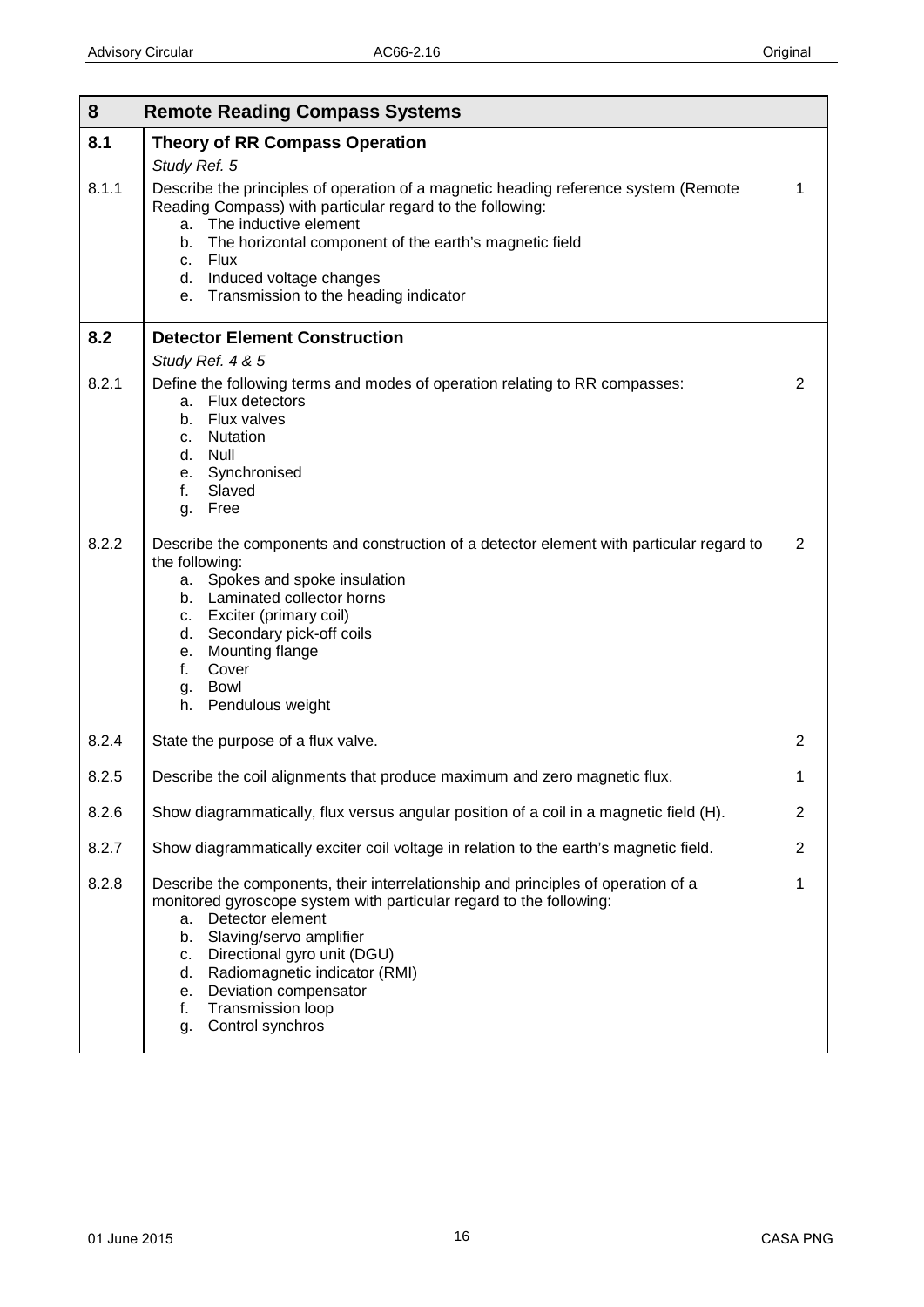| 8 | Remote Reading Compass Systems | |
|---|---|---|
| **8.1** | **Theory of RR Compass Operation**<br>*Study Ref. 5* | |
| 8.1.1 | Describe the principles of operation of a magnetic heading reference system (Remote Reading Compass) with particular regard to the following:<br>a. The inductive element<br>b. The horizontal component of the earth's magnetic field<br>c. Flux<br>d. Induced voltage changes<br>e. Transmission to the heading indicator | 1 |
| **8.2** | **Detector Element Construction**<br>*Study Ref. 4 & 5* | |
| 8.2.1 | Define the following terms and modes of operation relating to RR compasses:<br>a. Flux detectors<br>b. Flux valves<br>c. Nutation<br>d. Null<br>e. Synchronised<br>f. Slaved<br>g. Free | 2 |
| 8.2.2 | Describe the components and construction of a detector element with particular regard to the following:<br>a. Spokes and spoke insulation<br>b. Laminated collector horns<br>c. Exciter (primary coil)<br>d. Secondary pick-off coils<br>e. Mounting flange<br>f. Cover<br>g. Bowl<br>h. Pendulous weight | 2 |
| 8.2.4 | State the purpose of a flux valve. | 2 |
| 8.2.5 | Describe the coil alignments that produce maximum and zero magnetic flux. | 1 |
| 8.2.6 | Show diagrammatically, flux versus angular position of a coil in a magnetic field (H). | 2 |
| 8.2.7 | Show diagrammatically exciter coil voltage in relation to the earth's magnetic field. | 2 |
| 8.2.8 | Describe the components, their interrelationship and principles of operation of a monitored gyroscope system with particular regard to the following:<br>a. Detector element<br>b. Slaving/servo amplifier<br>c. Directional gyro unit (DGU)<br>d. Radiomagnetic indicator (RMI)<br>e. Deviation compensator<br>f. Transmission loop<br>g. Control synchros | 1 |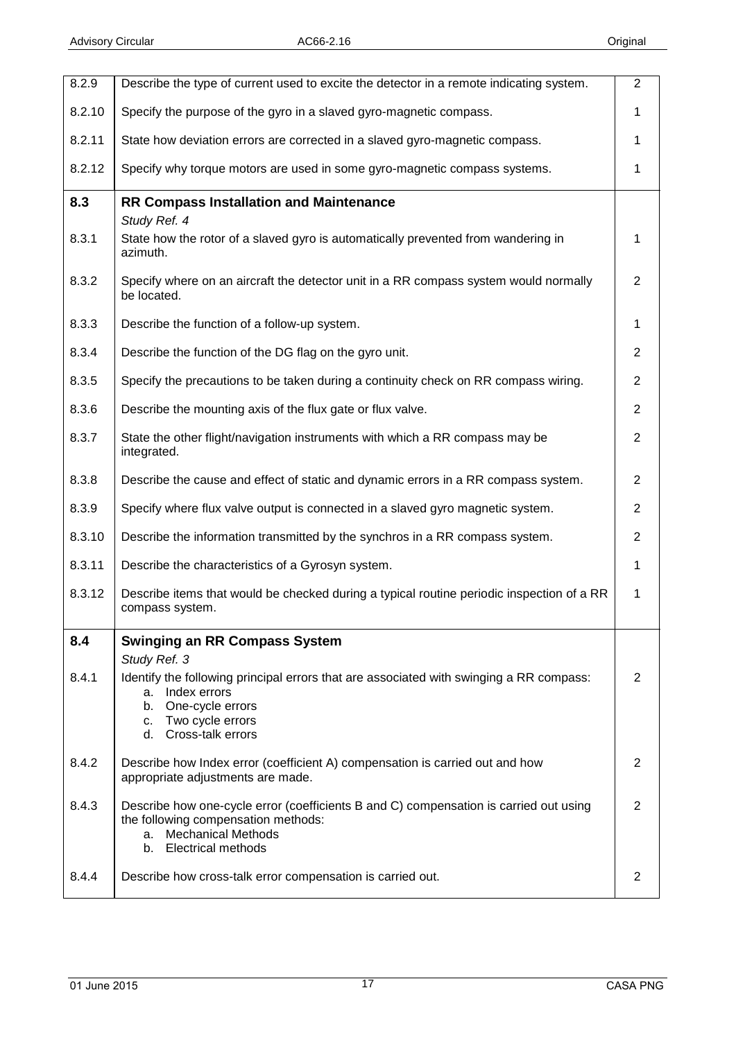| | | |
|---|---|---|
| 8.2.9 | Describe the type of current used to excite the detector in a remote indicating system. | 2 |
| 8.2.10 | Specify the purpose of the gyro in a slaved gyro-magnetic compass. | 1 |
| 8.2.11 | State how deviation errors are corrected in a slaved gyro-magnetic compass. | 1 |
| 8.2.12 | Specify why torque motors are used in some gyro-magnetic compass systems. | 1 |
| **8.3** | **RR Compass Installation and Maintenance**<br>*Study Ref. 4* | |
| 8.3.1 | State how the rotor of a slaved gyro is automatically prevented from wandering in azimuth. | 1 |
| 8.3.2 | Specify where on an aircraft the detector unit in a RR compass system would normally be located. | 2 |
| 8.3.3 | Describe the function of a follow-up system. | 1 |
| 8.3.4 | Describe the function of the DG flag on the gyro unit. | 2 |
| 8.3.5 | Specify the precautions to be taken during a continuity check on RR compass wiring. | 2 |
| 8.3.6 | Describe the mounting axis of the flux gate or flux valve. | 2 |
| 8.3.7 | State the other flight/navigation instruments with which a RR compass may be integrated. | 2 |
| 8.3.8 | Describe the cause and effect of static and dynamic errors in a RR compass system. | 2 |
| 8.3.9 | Specify where flux valve output is connected in a slaved gyro magnetic system. | 2 |
| 8.3.10 | Describe the information transmitted by the synchros in a RR compass system. | 2 |
| 8.3.11 | Describe the characteristics of a Gyrosyn system. | 1 |
| 8.3.12 | Describe items that would be checked during a typical routine periodic inspection of a RR compass system. | 1 |
| **8.4** | **Swinging an RR Compass System**<br>*Study Ref. 3* | |
| 8.4.1 | Identify the following principal errors that are associated with swinging a RR compass:<br>a. Index errors<br>b. One-cycle errors<br>c. Two cycle errors<br>d. Cross-talk errors | 2 |
| 8.4.2 | Describe how Index error (coefficient A) compensation is carried out and how appropriate adjustments are made. | 2 |
| 8.4.3 | Describe how one-cycle error (coefficients B and C) compensation is carried out using the following compensation methods:<br>a. Mechanical Methods<br>b. Electrical methods | 2 |
| 8.4.4 | Describe how cross-talk error compensation is carried out. | 2 |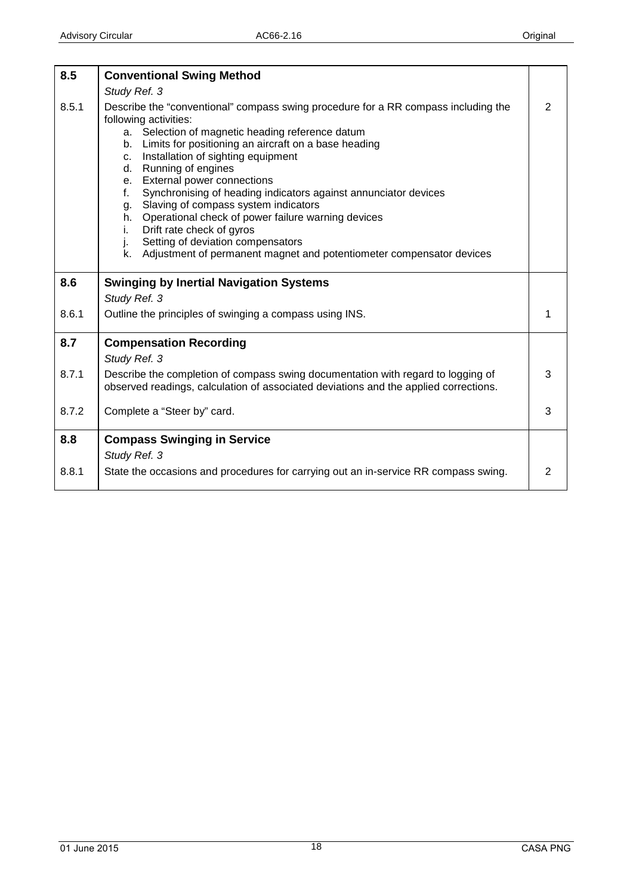| | | |
|---|---|---|
| **8.5** | **Conventional Swing Method** | |
| | *Study Ref. 3* | |
| 8.5.1 | Describe the “conventional” compass swing procedure for a RR compass including the following activities:<br>a. Selection of magnetic heading reference datum<br>b. Limits for positioning an aircraft on a base heading<br>c. Installation of sighting equipment<br>d. Running of engines<br>e. External power connections<br>f. Synchronising of heading indicators against annunciator devices<br>g. Slaving of compass system indicators<br>h. Operational check of power failure warning devices<br>i. Drift rate check of gyros<br>j. Setting of deviation compensators<br>k. Adjustment of permanent magnet and potentiometer compensator devices | 2 |
| **8.6** | **Swinging by Inertial Navigation Systems** | |
| | *Study Ref. 3* | |
| 8.6.1 | Outline the principles of swinging a compass using INS. | 1 |
| **8.7** | **Compensation Recording** | |
| | *Study Ref. 3* | |
| 8.7.1 | Describe the completion of compass swing documentation with regard to logging of observed readings, calculation of associated deviations and the applied corrections. | 3 |
| 8.7.2 | Complete a “Steer by” card. | 3 |
| **8.8** | **Compass Swinging in Service** | |
| | *Study Ref. 3* | |
| 8.8.1 | State the occasions and procedures for carrying out an in-service RR compass swing. | 2 |